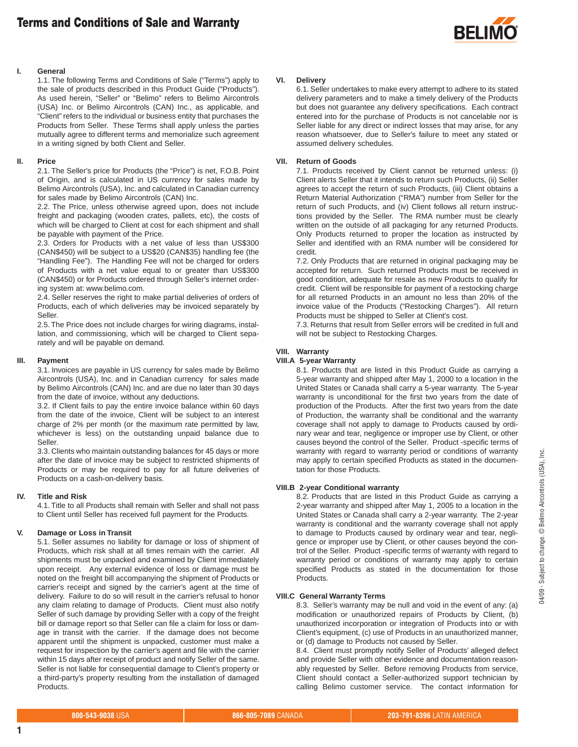# Terms and Conditions of Sale and Warranty

## I. General

1.1. The following Terms and Conditions of Sale ("Terms") apply to the sale of products described in this Product Guide ("Products"). As used herein, "Seller" or "Belimo" refers to Belimo Aircontrols (USA) Inc. or Belimo Aircontrols (CAN) Inc., as applicable, and "Client" refers to the individual or business entity that purchases the Products from Seller. These Terms shall apply unless the parties mutually agree to different terms and memorialize such agreement in a writing signed by both Client and Seller.

## II. Price

2.1. The Seller's price for Products (the "Price") is net, F.O.B. Point of Origin, and is calculated in US currency for sales made by Belimo Aircontrols (USA), Inc. and calculated in Canadian currency for sales made by Belimo Aircontrols (CAN) Inc.

2.2. The Price, unless otherwise agreed upon, does not include freight and packaging (wooden crates, pallets, etc), the costs of which will be charged to Client at cost for each shipment and shall be payable with payment of the Price.

2.3. Orders for Products with a net value of less than US$300 (CAN$450) will be subject to a US$20 (CAN$35) handling fee (the "Handling Fee"). The Handling Fee will not be charged for orders of Products with a net value equal to or greater than US$300 (CAN$450) or for Products ordered through Seller's internet ordering system at: www.belimo.com.

2.4. Seller reserves the right to make partial deliveries of orders of Products, each of which deliveries may be invoiced separately by Seller.

2.5. The Price does not include charges for wiring diagrams, installation, and commissioning, which will be charged to Client separately and will be payable on demand.

## III. Payment

3.1. Invoices are payable in US currency for sales made by Belimo Aircontrols (USA), Inc. and in Canadian currency for sales made by Belimo Aircontrols (CAN) Inc. and are due no later than 30 days from the date of invoice, without any deductions.

3.2. If Client fails to pay the entire invoice balance within 60 days from the date of the invoice, Client will be subject to an interest charge of 2% per month (or the maximum rate permitted by law, whichever is less) on the outstanding unpaid balance due to Seller.

3.3. Clients who maintain outstanding balances for 45 days or more after the date of invoice may be subject to restricted shipments of Products or may be required to pay for all future deliveries of Products on a cash-on-delivery basis.

## IV. Title and Risk

4.1. Title to all Products shall remain with Seller and shall not pass to Client until Seller has received full payment for the Products.

## V. Damage or Loss in Transit

5.1. Seller assumes no liability for damage or loss of shipment of Products, which risk shall at all times remain with the carrier. All shipments must be unpacked and examined by Client immediately upon receipt. Any external evidence of loss or damage must be noted on the freight bill accompanying the shipment of Products or carrier's receipt and signed by the carrier's agent at the time of delivery. Failure to do so will result in the carrier's refusal to honor any claim relating to damage of Products. Client must also notify Seller of such damage by providing Seller with a copy of the freight bill or damage report so that Seller can file a claim for loss or damage in transit with the carrier. If the damage does not become apparent until the shipment is unpacked, customer must make a request for inspection by the carrier's agent and file with the carrier within 15 days after receipt of product and notify Seller of the same. Seller is not liable for consequential damage to Client's property or a third-party's property resulting from the installation of damaged Products.

## VI. Delivery

6.1. Seller undertakes to make every attempt to adhere to its stated delivery parameters and to make a timely delivery of the Products but does not guarantee any delivery specifications. Each contract entered into for the purchase of Products is not cancelable nor is Seller liable for any direct or indirect losses that may arise, for any reason whatsoever, due to Seller's failure to meet any stated or assumed delivery schedules.

## VII. Return of Goods

7.1. Products received by Client cannot be returned unless: (i) Client alerts Seller that it intends to return such Products, (ii) Seller agrees to accept the return of such Products, (iii) Client obtains a Return Material Authorization ("RMA") number from Seller for the return of such Products, and (iv) Client follows all return instructions provided by the Seller. The RMA number must be clearly written on the outside of all packaging for any returned Products. Only Products returned to proper the location as instructed by Seller and identified with an RMA number will be considered for credit.

7.2. Only Products that are returned in original packaging may be accepted for return. Such returned Products must be received in good condition, adequate for resale as new Products to qualify for credit. Client will be responsible for payment of a restocking charge for all returned Products in an amount no less than 20% of the invoice value of the Products ("Restocking Charges"). All return Products must be shipped to Seller at Client's cost.

7.3. Returns that result from Seller errors will be credited in full and will not be subject to Restocking Charges.

## VIII. Warranty

### VIII.A 5-year Warranty

8.1. Products that are listed in this Product Guide as carrying a 5-year warranty and shipped after May 1, 2000 to a location in the United States or Canada shall carry a 5-year warranty. The 5-year warranty is unconditional for the first two years from the date of production of the Products. After the first two years from the date of Production, the warranty shall be conditional and the warranty coverage shall not apply to damage to Products caused by ordinary wear and tear, negligence or improper use by Client, or other causes beyond the control of the Seller. Product -specific terms of warranty with regard to warranty period or conditions of warranty may apply to certain specified Products as stated in the documentation for those Products.

### VIII.B 2-year Conditional warranty

8.2. Products that are listed in this Product Guide as carrying a 2-year warranty and shipped after May 1, 2005 to a location in the United States or Canada shall carry a 2-year warranty. The 2-year warranty is conditional and the warranty coverage shall not apply to damage to Products caused by ordinary wear and tear, negligence or improper use by Client, or other causes beyond the control of the Seller. Product -specific terms of warranty with regard to warranty period or conditions of warranty may apply to certain specified Products as stated in the documentation for those Products.

### VIII.C General Warranty Terms

8.3. Seller's warranty may be null and void in the event of any: (a) modification or unauthorized repairs of Products by Client, (b) unauthorized incorporation or integration of Products into or with Client's equipment, (c) use of Products in an unauthorized manner, or (d) damage to Products not caused by Seller.

8.4. Client must promptly notify Seller of Products' alleged defect and provide Seller with other evidence and documentation reasonably requested by Seller. Before removing Products from service, Client should contact a Seller-authorized support technician by calling Belimo customer service. The contact information for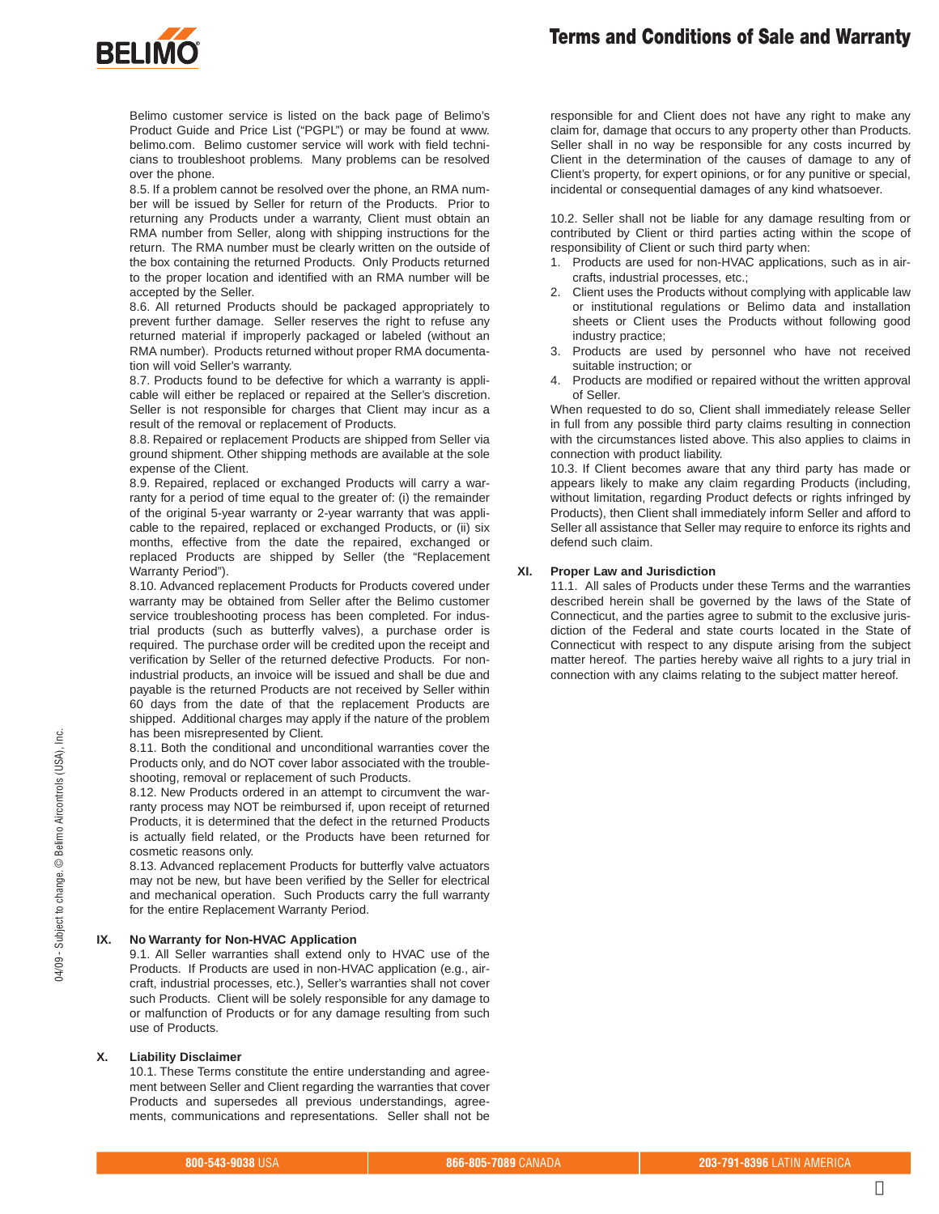Belimo customer service is listed on the back page of Belimo's Product Guide and Price List ("PGPL") or may be found at www.belimo.com. Belimo customer service will work with field technicians to troubleshoot problems. Many problems can be resolved over the phone.

8.5. If a problem cannot be resolved over the phone, an RMA number will be issued by Seller for return of the Products. Prior to returning any Products under a warranty, Client must obtain an RMA number from Seller, along with shipping instructions for the return. The RMA number must be clearly written on the outside of the box containing the returned Products. Only Products returned to the proper location and identified with an RMA number will be accepted by the Seller.

8.6. All returned Products should be packaged appropriately to prevent further damage. Seller reserves the right to refuse any returned material if improperly packaged or labeled (without an RMA number). Products returned without proper RMA documentation will void Seller's warranty.

8.7. Products found to be defective for which a warranty is applicable will either be replaced or repaired at the Seller's discretion. Seller is not responsible for charges that Client may incur as a result of the removal or replacement of Products.

8.8. Repaired or replacement Products are shipped from Seller via ground shipment. Other shipping methods are available at the sole expense of the Client.

8.9. Repaired, replaced or exchanged Products will carry a warranty for a period of time equal to the greater of: (i) the remainder of the original 5-year warranty or 2-year warranty that was applicable to the repaired, replaced or exchanged Products, or (ii) six months, effective from the date the repaired, exchanged or replaced Products are shipped by Seller (the "Replacement Warranty Period").

8.10. Advanced replacement Products for Products covered under warranty may be obtained from Seller after the Belimo customer service troubleshooting process has been completed. For industrial products (such as butterfly valves), a purchase order is required. The purchase order will be credited upon the receipt and verification by Seller of the returned defective Products. For non-industrial products, an invoice will be issued and shall be due and payable is the returned Products are not received by Seller within 60 days from the date of that the replacement Products are shipped. Additional charges may apply if the nature of the problem has been misrepresented by Client.

8.11. Both the conditional and unconditional warranties cover the Products only, and do NOT cover labor associated with the troubleshooting, removal or replacement of such Products.

8.12. New Products ordered in an attempt to circumvent the warranty process may NOT be reimbursed if, upon receipt of returned Products, it is determined that the defect in the returned Products is actually field related, or the Products have been returned for cosmetic reasons only.

8.13. Advanced replacement Products for butterfly valve actuators may not be new, but have been verified by the Seller for electrical and mechanical operation. Such Products carry the full warranty for the entire Replacement Warranty Period.

## IX. No Warranty for Non-HVAC Application

9.1. All Seller warranties shall extend only to HVAC use of the Products. If Products are used in non-HVAC application (e.g., aircraft, industrial processes, etc.), Seller's warranties shall not cover such Products. Client will be solely responsible for any damage to or malfunction of Products or for any damage resulting from such use of Products.

## X. Liability Disclaimer

10.1. These Terms constitute the entire understanding and agreement between Seller and Client regarding the warranties that cover Products and supersedes all previous understandings, agreements, communications and representations. Seller shall not be responsible for and Client does not have any right to make any claim for, damage that occurs to any property other than Products. Seller shall in no way be responsible for any costs incurred by Client in the determination of the causes of damage to any of Client's property, for expert opinions, or for any punitive or special, incidental or consequential damages of any kind whatsoever.

10.2. Seller shall not be liable for any damage resulting from or contributed by Client or third parties acting within the scope of responsibility of Client or such third party when:

1. Products are used for non-HVAC applications, such as in aircrafts, industrial processes, etc.;
2. Client uses the Products without complying with applicable law or institutional regulations or Belimo data and installation sheets or Client uses the Products without following good industry practice;
3. Products are used by personnel who have not received suitable instruction; or
4. Products are modified or repaired without the written approval of Seller.

When requested to do so, Client shall immediately release Seller in full from any possible third party claims resulting in connection with the circumstances listed above. This also applies to claims in connection with product liability.

10.3. If Client becomes aware that any third party has made or appears likely to make any claim regarding Products (including, without limitation, regarding Product defects or rights infringed by Products), then Client shall immediately inform Seller and afford to Seller all assistance that Seller may require to enforce its rights and defend such claim.

## XI. Proper Law and Jurisdiction

11.1. All sales of Products under these Terms and the warranties described herein shall be governed by the laws of the State of Connecticut, and the parties agree to submit to the exclusive jurisdiction of the Federal and state courts located in the State of Connecticut with respect to any dispute arising from the subject matter hereof. The parties hereby waive all rights to a jury trial in connection with any claims relating to the subject matter hereof.